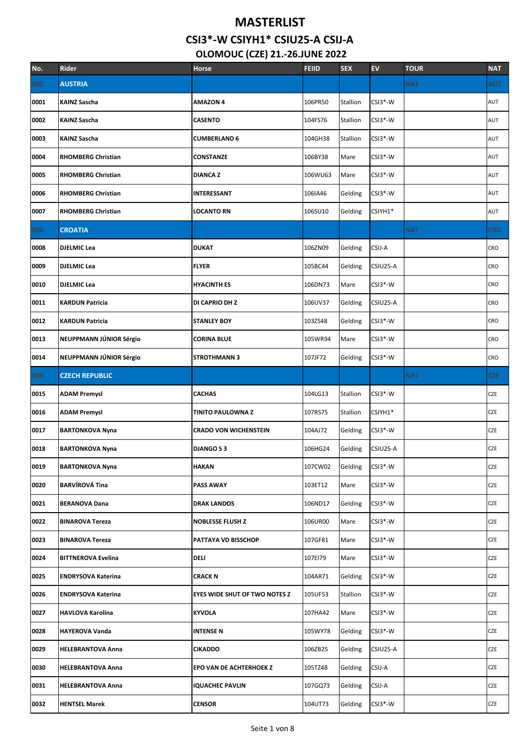# MASTERLIST

## CSI3*-W CSIYH1* CSIU25-A CSIJ-A

### OLOMOUC (CZE) 21.-26.JUNE 2022

| No. | Rider | Horse | FEIID | SEX | EV | TOUR | NAT |
|---|---|---|---|---|---|---|---|
| 000 | **AUSTRIA** | | | | | NAT | AUT |
| 0001 | **KAINZ Sascha** | **AMAZON 4** | 106PR50 | Stallion | CSI3*-W | | AUT |
| 0002 | **KAINZ Sascha** | **CASENTO** | 104FS76 | Stallion | CSI3*-W | | AUT |
| 0003 | **KAINZ Sascha** | **CUMBERLAND 6** | 104GH38 | Stallion | CSI3*-W | | AUT |
| 0004 | **RHOMBERG Christian** | **CONSTANZE** | 106BY38 | Mare | CSI3*-W | | AUT |
| 0005 | **RHOMBERG Christian** | **DIANCA Z** | 106WU63 | Mare | CSI3*-W | | AUT |
| 0006 | **RHOMBERG Christian** | **INTERESSANT** | 106IA46 | Gelding | CSI3*-W | | AUT |
| 0007 | **RHOMBERG Christian** | **LOCANTO RN** | 106SU10 | Gelding | CSIYH1* | | AUT |
| 000 | **CROATIA** | | | | | NAT | CRO |
| 0008 | **DJELMIC Lea** | **DUKAT** | 106ZN09 | Gelding | CSIJ-A | | CRO |
| 0009 | **DJELMIC Lea** | **FLYER** | 105BC44 | Gelding | CSIU25-A | | CRO |
| 0010 | **DJELMIC Lea** | **HYACINTH ES** | 106DN73 | Mare | CSI3*-W | | CRO |
| 0011 | **KARDUN Patricia** | **DI CAPRIO DH Z** | 106UV37 | Gelding | CSIU25-A | | CRO |
| 0012 | **KARDUN Patricia** | **STANLEY BOY** | 103ZS48 | Gelding | CSI3*-W | | CRO |
| 0013 | **NEUPPMANN JÚNIOR Sérgio** | **CORINA BLUE** | 105WR94 | Mare | CSI3*-W | | CRO |
| 0014 | **NEUPPMANN JÚNIOR Sérgio** | **STROTHMANN 3** | 107JF72 | Gelding | CSI3*-W | | CRO |
| 000 | **CZECH REPUBLIC** | | | | | NAT | CZE |
| 0015 | **ADAM Premysl** | **CACHAS** | 104LG13 | Stallion | CSI3*-W | | CZE |
| 0016 | **ADAM Premysl** | **TINITO PAULOWNA Z** | 107RS75 | Stallion | CSIYH1* | | CZE |
| 0017 | **BARTONKOVA Nyna** | **CRADO VON WICHENSTEIN** | 104AJ72 | Gelding | CSI3*-W | | CZE |
| 0018 | **BARTONKOVA Nyna** | **DJANGO S 3** | 106HG24 | Gelding | CSIU25-A | | CZE |
| 0019 | **BARTONKOVA Nyna** | **HAKAN** | 107CW02 | Gelding | CSI3*-W | | CZE |
| 0020 | **BARVÍROVÁ Tina** | **PASS AWAY** | 103ET12 | Mare | CSI3*-W | | CZE |
| 0021 | **BERANOVA Dana** | **DRAK LANDOS** | 106ND17 | Gelding | CSI3*-W | | CZE |
| 0022 | **BINAROVA Tereza** | **NOBLESSE FLUSH Z** | 106UR00 | Mare | CSI3*-W | | CZE |
| 0023 | **BINAROVA Tereza** | **PATTAYA VD BISSCHOP** | 107GF81 | Mare | CSI3*-W | | CZE |
| 0024 | **BITTNEROVA Evelina** | **DELI** | 107EI79 | Mare | CSI3*-W | | CZE |
| 0025 | **ENDRYSOVA Katerina** | **CRACK N** | 104AR71 | Gelding | CSI3*-W | | CZE |
| 0026 | **ENDRYSOVA Katerina** | **EYES WIDE SHUT OF TWO NOTES Z** | 105UF53 | Stallion | CSI3*-W | | CZE |
| 0027 | **HAVLOVA Karolina** | **KYVOLA** | 107HA42 | Mare | CSI3*-W | | CZE |
| 0028 | **HAYEROVA Vanda** | **INTENSE N** | 105WY78 | Gelding | CSI3*-W | | CZE |
| 0029 | **HELEBRANTOVA Anna** | **CIKADDO** | 106ZB25 | Gelding | CSIU25-A | | CZE |
| 0030 | **HELEBRANTOVA Anna** | **EPO VAN DE ACHTERHOEK Z** | 105TZ48 | Gelding | CSIJ-A | | CZE |
| 0031 | **HELEBRANTOVA Anna** | **IQUACHEC PAVLIN** | 107GQ73 | Gelding | CSIJ-A | | CZE |
| 0032 | **HENTSEL Marek** | **CENSOR** | 104UT73 | Gelding | CSI3*-W | | CZE |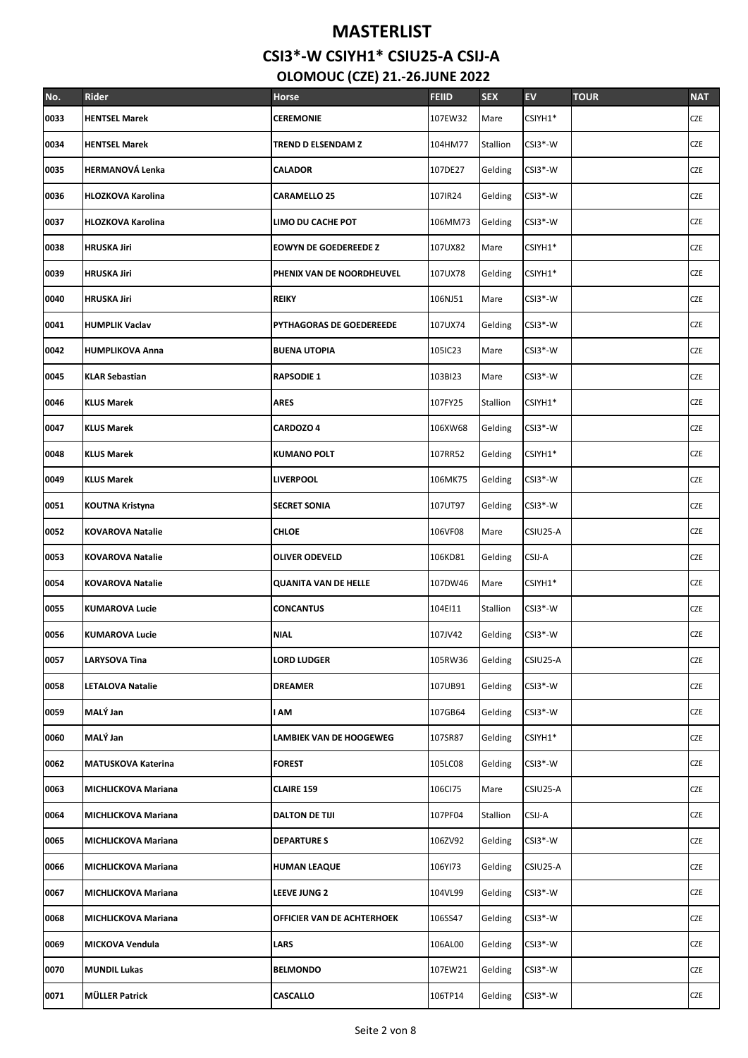# MASTERLIST

## CSI3*-W CSIYH1* CSIU25-A CSIJ-A

### OLOMOUC (CZE) 21.-26.JUNE 2022

| No. | Rider | Horse | FEIID | SEX | EV | TOUR | NAT |
|---|---|---|---|---|---|---|---|
| 0033 | HENTSEL Marek | CEREMONIE | 107EW32 | Mare | CSIYH1* | | CZE |
| 0034 | HENTSEL Marek | TREND D ELSENDAM Z | 104HM77 | Stallion | CSI3*-W | | CZE |
| 0035 | HERMANOVÁ Lenka | CALADOR | 107DE27 | Gelding | CSI3*-W | | CZE |
| 0036 | HLOZKOVA Karolina | CARAMELLO 25 | 107IR24 | Gelding | CSI3*-W | | CZE |
| 0037 | HLOZKOVA Karolina | LIMO DU CACHE POT | 106MM73 | Gelding | CSI3*-W | | CZE |
| 0038 | HRUSKA Jiri | EOWYN DE GOEDEREEDE Z | 107UX82 | Mare | CSIYH1* | | CZE |
| 0039 | HRUSKA Jiri | PHENIX VAN DE NOORDHEUVEL | 107UX78 | Gelding | CSIYH1* | | CZE |
| 0040 | HRUSKA Jiri | REIKY | 106NJ51 | Mare | CSI3*-W | | CZE |
| 0041 | HUMPLIK Vaclav | PYTHAGORAS DE GOEDEREEDE | 107UX74 | Gelding | CSI3*-W | | CZE |
| 0042 | HUMPLIKOVA Anna | BUENA UTOPIA | 105IC23 | Mare | CSI3*-W | | CZE |
| 0045 | KLAR Sebastian | RAPSODIE 1 | 103BI23 | Mare | CSI3*-W | | CZE |
| 0046 | KLUS Marek | ARES | 107FY25 | Stallion | CSIYH1* | | CZE |
| 0047 | KLUS Marek | CARDOZO 4 | 106XW68 | Gelding | CSI3*-W | | CZE |
| 0048 | KLUS Marek | KUMANO POLT | 107RR52 | Gelding | CSIYH1* | | CZE |
| 0049 | KLUS Marek | LIVERPOOL | 106MK75 | Gelding | CSI3*-W | | CZE |
| 0051 | KOUTNA Kristyna | SECRET SONIA | 107UT97 | Gelding | CSI3*-W | | CZE |
| 0052 | KOVAROVA Natalie | CHLOE | 106VF08 | Mare | CSIU25-A | | CZE |
| 0053 | KOVAROVA Natalie | OLIVER ODEVELD | 106KD81 | Gelding | CSIJ-A | | CZE |
| 0054 | KOVAROVA Natalie | QUANITA VAN DE HELLE | 107DW46 | Mare | CSIYH1* | | CZE |
| 0055 | KUMAROVA Lucie | CONCANTUS | 104EI11 | Stallion | CSI3*-W | | CZE |
| 0056 | KUMAROVA Lucie | NIAL | 107JV42 | Gelding | CSI3*-W | | CZE |
| 0057 | LARYSOVA Tina | LORD LUDGER | 105RW36 | Gelding | CSIU25-A | | CZE |
| 0058 | LETALOVA Natalie | DREAMER | 107UB91 | Gelding | CSI3*-W | | CZE |
| 0059 | MALÝ Jan | I AM | 107GB64 | Gelding | CSI3*-W | | CZE |
| 0060 | MALÝ Jan | LAMBIEK VAN DE HOOGEWEG | 107SR87 | Gelding | CSIYH1* | | CZE |
| 0062 | MATUSKOVA Katerina | FOREST | 105LC08 | Gelding | CSI3*-W | | CZE |
| 0063 | MICHLICKOVA Mariana | CLAIRE 159 | 106CI75 | Mare | CSIU25-A | | CZE |
| 0064 | MICHLICKOVA Mariana | DALTON DE TIJI | 107PF04 | Stallion | CSIJ-A | | CZE |
| 0065 | MICHLICKOVA Mariana | DEPARTURE S | 106ZV92 | Gelding | CSI3*-W | | CZE |
| 0066 | MICHLICKOVA Mariana | HUMAN LEAQUE | 106YI73 | Gelding | CSIU25-A | | CZE |
| 0067 | MICHLICKOVA Mariana | LEEVE JUNG 2 | 104VL99 | Gelding | CSI3*-W | | CZE |
| 0068 | MICHLICKOVA Mariana | OFFICIER VAN DE ACHTERHOEK | 106SS47 | Gelding | CSI3*-W | | CZE |
| 0069 | MICKOVA Vendula | LARS | 106AL00 | Gelding | CSI3*-W | | CZE |
| 0070 | MUNDIL Lukas | BELMONDO | 107EW21 | Gelding | CSI3*-W | | CZE |
| 0071 | MÜLLER Patrick | CASCALLO | 106TP14 | Gelding | CSI3*-W | | CZE |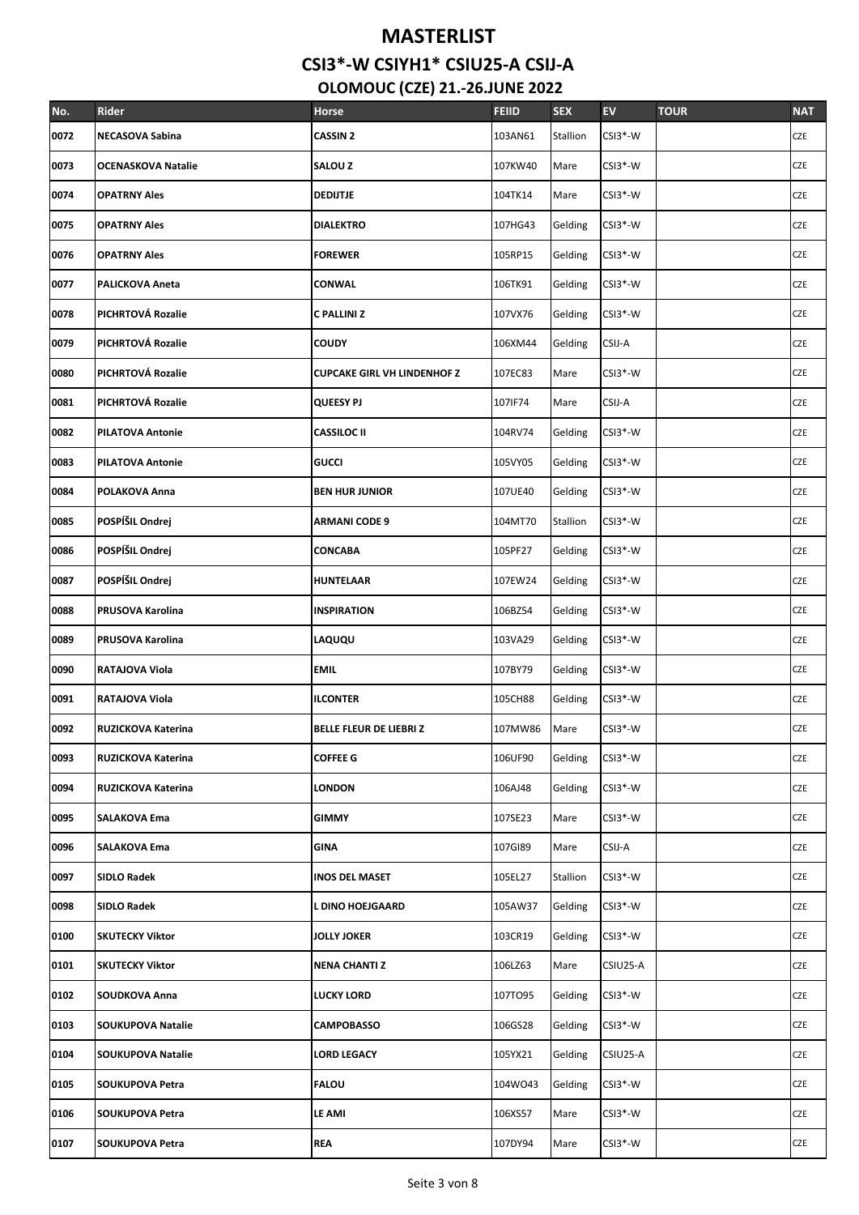# MASTERLIST

## CSI3*-W CSIYH1* CSIU25-A CSIJ-A

### OLOMOUC (CZE) 21.-26.JUNE 2022

| No. | Rider | Horse | FEIID | SEX | EV | TOUR | NAT |
|---|---|---|---|---|---|---|---|
| 0072 | NECASOVA Sabina | CASSIN 2 | 103AN61 | Stallion | CSI3*-W | | CZE |
| 0073 | OCENASKOVA Natalie | SALOU Z | 107KW40 | Mare | CSI3*-W | | CZE |
| 0074 | OPATRNY Ales | DEDIJTJE | 104TK14 | Mare | CSI3*-W | | CZE |
| 0075 | OPATRNY Ales | DIALEKTRO | 107HG43 | Gelding | CSI3*-W | | CZE |
| 0076 | OPATRNY Ales | FOREWER | 105RP15 | Gelding | CSI3*-W | | CZE |
| 0077 | PALICKOVA Aneta | CONWAL | 106TK91 | Gelding | CSI3*-W | | CZE |
| 0078 | PICHRTOVÁ Rozalie | C PALLINI Z | 107VX76 | Gelding | CSI3*-W | | CZE |
| 0079 | PICHRTOVÁ Rozalie | COUDY | 106XM44 | Gelding | CSIJ-A | | CZE |
| 0080 | PICHRTOVÁ Rozalie | CUPCAKE GIRL VH LINDENHOF Z | 107EC83 | Mare | CSI3*-W | | CZE |
| 0081 | PICHRTOVÁ Rozalie | QUEESY PJ | 107IF74 | Mare | CSIJ-A | | CZE |
| 0082 | PILATOVA Antonie | CASSILOC II | 104RV74 | Gelding | CSI3*-W | | CZE |
| 0083 | PILATOVA Antonie | GUCCI | 105VY05 | Gelding | CSI3*-W | | CZE |
| 0084 | POLAKOVA Anna | BEN HUR JUNIOR | 107UE40 | Gelding | CSI3*-W | | CZE |
| 0085 | POSPÍŠIL Ondrej | ARMANI CODE 9 | 104MT70 | Stallion | CSI3*-W | | CZE |
| 0086 | POSPÍŠIL Ondrej | CONCABA | 105PF27 | Gelding | CSI3*-W | | CZE |
| 0087 | POSPÍŠIL Ondrej | HUNTELAAR | 107EW24 | Gelding | CSI3*-W | | CZE |
| 0088 | PRUSOVA Karolina | INSPIRATION | 106BZ54 | Gelding | CSI3*-W | | CZE |
| 0089 | PRUSOVA Karolina | LAQUQU | 103VA29 | Gelding | CSI3*-W | | CZE |
| 0090 | RATAJOVA Viola | EMIL | 107BY79 | Gelding | CSI3*-W | | CZE |
| 0091 | RATAJOVA Viola | ILCONTER | 105CH88 | Gelding | CSI3*-W | | CZE |
| 0092 | RUZICKOVA Katerina | BELLE FLEUR DE LIEBRI Z | 107MW86 | Mare | CSI3*-W | | CZE |
| 0093 | RUZICKOVA Katerina | COFFEE G | 106UF90 | Gelding | CSI3*-W | | CZE |
| 0094 | RUZICKOVA Katerina | LONDON | 106AJ48 | Gelding | CSI3*-W | | CZE |
| 0095 | SALAKOVA Ema | GIMMY | 107SE23 | Mare | CSI3*-W | | CZE |
| 0096 | SALAKOVA Ema | GINA | 107GI89 | Mare | CSIJ-A | | CZE |
| 0097 | SIDLO Radek | INOS DEL MASET | 105EL27 | Stallion | CSI3*-W | | CZE |
| 0098 | SIDLO Radek | L DINO HOEJGAARD | 105AW37 | Gelding | CSI3*-W | | CZE |
| 0100 | SKUTECKY Viktor | JOLLY JOKER | 103CR19 | Gelding | CSI3*-W | | CZE |
| 0101 | SKUTECKY Viktor | NENA CHANTI Z | 106LZ63 | Mare | CSIU25-A | | CZE |
| 0102 | SOUDKOVA Anna | LUCKY LORD | 107TO95 | Gelding | CSI3*-W | | CZE |
| 0103 | SOUKUPOVA Natalie | CAMPOBASSO | 106GS28 | Gelding | CSI3*-W | | CZE |
| 0104 | SOUKUPOVA Natalie | LORD LEGACY | 105YX21 | Gelding | CSIU25-A | | CZE |
| 0105 | SOUKUPOVA Petra | FALOU | 104WO43 | Gelding | CSI3*-W | | CZE |
| 0106 | SOUKUPOVA Petra | LE AMI | 106XS57 | Mare | CSI3*-W | | CZE |
| 0107 | SOUKUPOVA Petra | REA | 107DY94 | Mare | CSI3*-W | | CZE |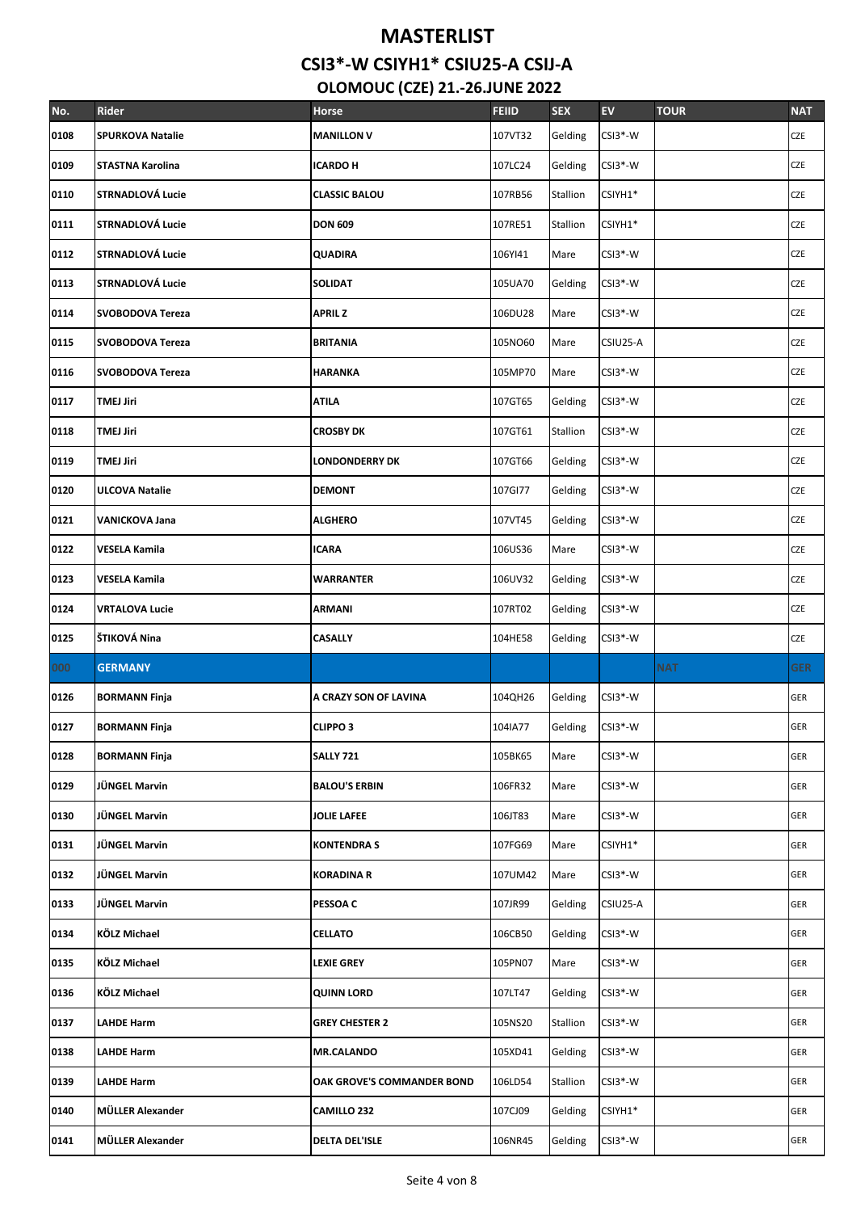# MASTERLIST

## CSI3*-W CSIYH1* CSIU25-A CSIJ-A

### OLOMOUC (CZE) 21.-26.JUNE 2022

| No. | Rider | Horse | FEIID | SEX | EV | TOUR | NAT |
|---|---|---|---|---|---|---|---|
| 0108 | SPURKOVA Natalie | MANILLON V | 107VT32 | Gelding | CSI3*-W | | CZE |
| 0109 | STASTNA Karolina | ICARDO H | 107LC24 | Gelding | CSI3*-W | | CZE |
| 0110 | STRNADLOVÁ Lucie | CLASSIC BALOU | 107RB56 | Stallion | CSIYH1* | | CZE |
| 0111 | STRNADLOVÁ Lucie | DON 609 | 107RE51 | Stallion | CSIYH1* | | CZE |
| 0112 | STRNADLOVÁ Lucie | QUADIRA | 106YI41 | Mare | CSI3*-W | | CZE |
| 0113 | STRNADLOVÁ Lucie | SOLIDAT | 105UA70 | Gelding | CSI3*-W | | CZE |
| 0114 | SVOBODOVA Tereza | APRIL Z | 106DU28 | Mare | CSI3*-W | | CZE |
| 0115 | SVOBODOVA Tereza | BRITANIA | 105NO60 | Mare | CSIU25-A | | CZE |
| 0116 | SVOBODOVA Tereza | HARANKA | 105MP70 | Mare | CSI3*-W | | CZE |
| 0117 | TMEJ Jiri | ATILA | 107GT65 | Gelding | CSI3*-W | | CZE |
| 0118 | TMEJ Jiri | CROSBY DK | 107GT61 | Stallion | CSI3*-W | | CZE |
| 0119 | TMEJ Jiri | LONDONDERRY DK | 107GT66 | Gelding | CSI3*-W | | CZE |
| 0120 | ULCOVA Natalie | DEMONT | 107GI77 | Gelding | CSI3*-W | | CZE |
| 0121 | VANICKOVA Jana | ALGHERO | 107VT45 | Gelding | CSI3*-W | | CZE |
| 0122 | VESELA Kamila | ICARA | 106US36 | Mare | CSI3*-W | | CZE |
| 0123 | VESELA Kamila | WARRANTER | 106UV32 | Gelding | CSI3*-W | | CZE |
| 0124 | VRTALOVA Lucie | ARMANI | 107RT02 | Gelding | CSI3*-W | | CZE |
| 0125 | ŠTIKOVÁ Nina | CASALLY | 104HE58 | Gelding | CSI3*-W | | CZE |
| 000 | GERMANY | | | | | NAT | GER |
| 0126 | BORMANN Finja | A CRAZY SON OF LAVINA | 104QH26 | Gelding | CSI3*-W | | GER |
| 0127 | BORMANN Finja | CLIPPO 3 | 104IA77 | Gelding | CSI3*-W | | GER |
| 0128 | BORMANN Finja | SALLY 721 | 105BK65 | Mare | CSI3*-W | | GER |
| 0129 | JÜNGEL Marvin | BALOU'S ERBIN | 106FR32 | Mare | CSI3*-W | | GER |
| 0130 | JÜNGEL Marvin | JOLIE LAFEE | 106JT83 | Mare | CSI3*-W | | GER |
| 0131 | JÜNGEL Marvin | KONTENDRA S | 107FG69 | Mare | CSIYH1* | | GER |
| 0132 | JÜNGEL Marvin | KORADINA R | 107UM42 | Mare | CSI3*-W | | GER |
| 0133 | JÜNGEL Marvin | PESSOA C | 107JR99 | Gelding | CSIU25-A | | GER |
| 0134 | KÖLZ Michael | CELLATO | 106CB50 | Gelding | CSI3*-W | | GER |
| 0135 | KÖLZ Michael | LEXIE GREY | 105PN07 | Mare | CSI3*-W | | GER |
| 0136 | KÖLZ Michael | QUINN LORD | 107LT47 | Gelding | CSI3*-W | | GER |
| 0137 | LAHDE Harm | GREY CHESTER 2 | 105NS20 | Stallion | CSI3*-W | | GER |
| 0138 | LAHDE Harm | MR.CALANDO | 105XD41 | Gelding | CSI3*-W | | GER |
| 0139 | LAHDE Harm | OAK GROVE'S COMMANDER BOND | 106LD54 | Stallion | CSI3*-W | | GER |
| 0140 | MÜLLER Alexander | CAMILLO 232 | 107CJ09 | Gelding | CSIYH1* | | GER |
| 0141 | MÜLLER Alexander | DELTA DEL'ISLE | 106NR45 | Gelding | CSI3*-W | | GER |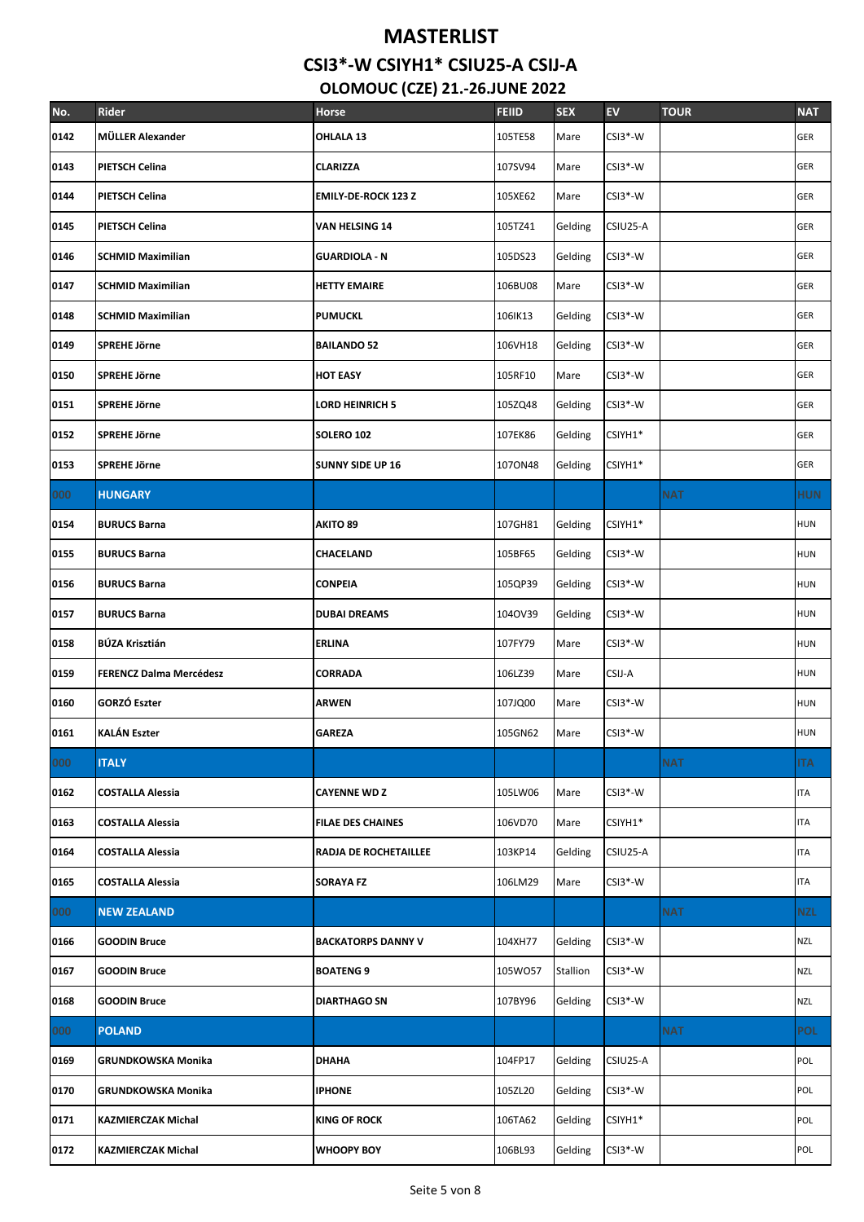# MASTERLIST

## CSI3*-W CSIYH1* CSIU25-A CSIJ-A

### OLOMOUC (CZE) 21.-26.JUNE 2022

| No. | Rider | Horse | FEIID | SEX | EV | TOUR | NAT |
|---|---|---|---|---|---|---|---|
| 0142 | MÜLLER Alexander | OHLALA 13 | 105TE58 | Mare | CSI3*-W | | GER |
| 0143 | PIETSCH Celina | CLARIZZA | 107SV94 | Mare | CSI3*-W | | GER |
| 0144 | PIETSCH Celina | EMILY-DE-ROCK 123 Z | 105XE62 | Mare | CSI3*-W | | GER |
| 0145 | PIETSCH Celina | VAN HELSING 14 | 105TZ41 | Gelding | CSIU25-A | | GER |
| 0146 | SCHMID Maximilian | GUARDIOLA - N | 105DS23 | Gelding | CSI3*-W | | GER |
| 0147 | SCHMID Maximilian | HETTY EMAIRE | 106BU08 | Mare | CSI3*-W | | GER |
| 0148 | SCHMID Maximilian | PUMUCKL | 106IK13 | Gelding | CSI3*-W | | GER |
| 0149 | SPREHE Jörne | BAILANDO 52 | 106VH18 | Gelding | CSI3*-W | | GER |
| 0150 | SPREHE Jörne | HOT EASY | 105RF10 | Mare | CSI3*-W | | GER |
| 0151 | SPREHE Jörne | LORD HEINRICH 5 | 105ZQ48 | Gelding | CSI3*-W | | GER |
| 0152 | SPREHE Jörne | SOLERO 102 | 107EK86 | Gelding | CSIYH1* | | GER |
| 0153 | SPREHE Jörne | SUNNY SIDE UP 16 | 107ON48 | Gelding | CSIYH1* | | GER |
| 000 | HUNGARY | | | | | NAT | HUN |
| 0154 | BURUCS Barna | AKITO 89 | 107GH81 | Gelding | CSIYH1* | | HUN |
| 0155 | BURUCS Barna | CHACELAND | 105BF65 | Gelding | CSI3*-W | | HUN |
| 0156 | BURUCS Barna | CONPEIA | 105QP39 | Gelding | CSI3*-W | | HUN |
| 0157 | BURUCS Barna | DUBAI DREAMS | 104OV39 | Gelding | CSI3*-W | | HUN |
| 0158 | BÚZA Krisztián | ERLINA | 107FY79 | Mare | CSI3*-W | | HUN |
| 0159 | FERENCZ Dalma Mercédesz | CORRADA | 106LZ39 | Mare | CSIJ-A | | HUN |
| 0160 | GORZÓ Eszter | ARWEN | 107JQ00 | Mare | CSI3*-W | | HUN |
| 0161 | KALÁN Eszter | GAREZA | 105GN62 | Mare | CSI3*-W | | HUN |
| 000 | ITALY | | | | | NAT | ITA |
| 0162 | COSTALLA Alessia | CAYENNE WD Z | 105LW06 | Mare | CSI3*-W | | ITA |
| 0163 | COSTALLA Alessia | FILAE DES CHAINES | 106VD70 | Mare | CSIYH1* | | ITA |
| 0164 | COSTALLA Alessia | RADJA DE ROCHETAILLEE | 103KP14 | Gelding | CSIU25-A | | ITA |
| 0165 | COSTALLA Alessia | SORAYA FZ | 106LM29 | Mare | CSI3*-W | | ITA |
| 000 | NEW ZEALAND | | | | | NAT | NZL |
| 0166 | GOODIN Bruce | BACKATORPS DANNY V | 104XH77 | Gelding | CSI3*-W | | NZL |
| 0167 | GOODIN Bruce | BOATENG 9 | 105WO57 | Stallion | CSI3*-W | | NZL |
| 0168 | GOODIN Bruce | DIARTHAGO SN | 107BY96 | Gelding | CSI3*-W | | NZL |
| 000 | POLAND | | | | | NAT | POL |
| 0169 | GRUNDKOWSKA Monika | DHAHA | 104FP17 | Gelding | CSIU25-A | | POL |
| 0170 | GRUNDKOWSKA Monika | IPHONE | 105ZL20 | Gelding | CSI3*-W | | POL |
| 0171 | KAZMIERCZAK Michal | KING OF ROCK | 106TA62 | Gelding | CSIYH1* | | POL |
| 0172 | KAZMIERCZAK Michal | WHOOPY BOY | 106BL93 | Gelding | CSI3*-W | | POL |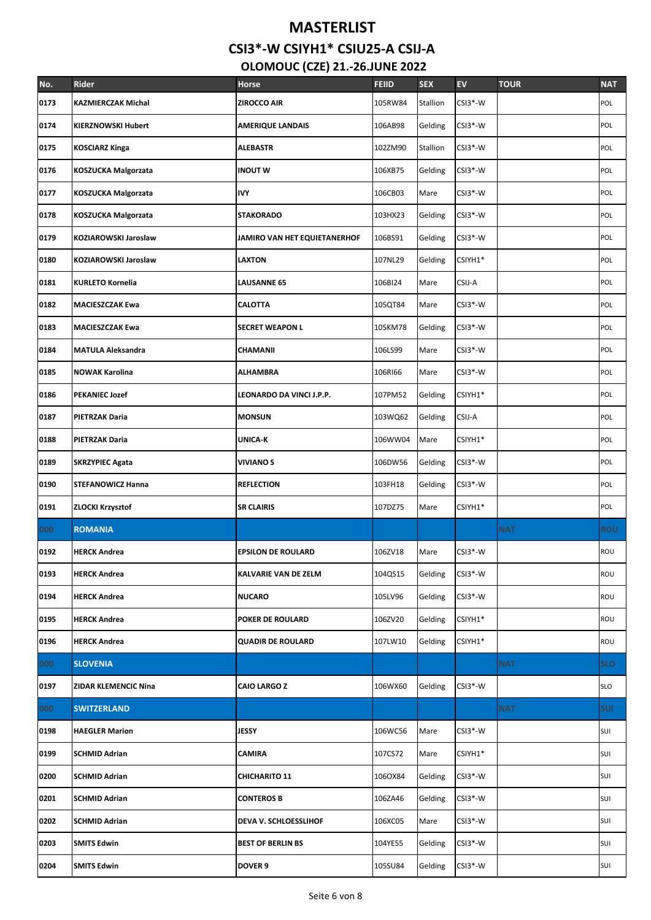# MASTERLIST

## CSI3*-W CSIYH1* CSIU25-A CSIJ-A

### OLOMOUC (CZE) 21.-26.JUNE 2022

| No. | Rider | Horse | FEIID | SEX | EV | TOUR | NAT |
|---|---|---|---|---|---|---|---|
| 0173 | KAZMIERCZAK Michal | ZIROCCO AIR | 105RW84 | Stallion | CSI3*-W | | POL |
| 0174 | KIERZNOWSKI Hubert | AMERIQUE LANDAIS | 106AB98 | Gelding | CSI3*-W | | POL |
| 0175 | KOSCIARZ Kinga | ALEBASTR | 102ZM90 | Stallion | CSI3*-W | | POL |
| 0176 | KOSZUCKA Malgorzata | INOUT W | 106XB75 | Gelding | CSI3*-W | | POL |
| 0177 | KOSZUCKA Malgorzata | IVY | 106CB03 | Mare | CSI3*-W | | POL |
| 0178 | KOSZUCKA Malgorzata | STAKORADO | 103HX23 | Gelding | CSI3*-W | | POL |
| 0179 | KOZIAROWSKI Jaroslaw | JAMIRO VAN HET EQUIETANERHOF | 106BS91 | Gelding | CSI3*-W | | POL |
| 0180 | KOZIAROWSKI Jaroslaw | LAXTON | 107NL29 | Gelding | CSIYH1* | | POL |
| 0181 | KURLETO Kornelia | LAUSANNE 65 | 106BI24 | Mare | CSIJ-A | | POL |
| 0182 | MACIESZCZAK Ewa | CALOTTA | 105QT84 | Mare | CSI3*-W | | POL |
| 0183 | MACIESZCZAK Ewa | SECRET WEAPON L | 105KM78 | Gelding | CSI3*-W | | POL |
| 0184 | MATULA Aleksandra | CHAMANII | 106LS99 | Mare | CSI3*-W | | POL |
| 0185 | NOWAK Karolina | ALHAMBRA | 106RI66 | Mare | CSI3*-W | | POL |
| 0186 | PEKANIEC Jozef | LEONARDO DA VINCI J.P.P. | 107PM52 | Gelding | CSIYH1* | | POL |
| 0187 | PIETRZAK Daria | MONSUN | 103WQ62 | Gelding | CSIJ-A | | POL |
| 0188 | PIETRZAK Daria | UNICA-K | 106WW04 | Mare | CSIYH1* | | POL |
| 0189 | SKRZYPIEC Agata | VIVIANO S | 106DW56 | Gelding | CSI3*-W | | POL |
| 0190 | STEFANOWICZ Hanna | REFLECTION | 103FH18 | Gelding | CSI3*-W | | POL |
| 0191 | ZLOCKI Krzysztof | SR CLAIRIS | 107DZ75 | Mare | CSIYH1* | | POL |
| 000 | ROMANIA | | | | | NAT | ROU |
| 0192 | HERCK Andrea | EPSILON DE ROULARD | 106ZV18 | Mare | CSI3*-W | | ROU |
| 0193 | HERCK Andrea | KALVARIE VAN DE ZELM | 104QS15 | Gelding | CSI3*-W | | ROU |
| 0194 | HERCK Andrea | NUCARO | 105LV96 | Gelding | CSI3*-W | | ROU |
| 0195 | HERCK Andrea | POKER DE ROULARD | 106ZV20 | Gelding | CSIYH1* | | ROU |
| 0196 | HERCK Andrea | QUADIR DE ROULARD | 107LW10 | Gelding | CSIYH1* | | ROU |
| 000 | SLOVENIA | | | | | NAT | SLO |
| 0197 | ZIDAR KLEMENCIC Nina | CAIO LARGO Z | 106WX60 | Gelding | CSI3*-W | | SLO |
| 000 | SWITZERLAND | | | | | NAT | SUI |
| 0198 | HAEGLER Marion | JESSY | 106WC56 | Mare | CSI3*-W | | SUI |
| 0199 | SCHMID Adrian | CAMIRA | 107CS72 | Mare | CSIYH1* | | SUI |
| 0200 | SCHMID Adrian | CHICHARITO 11 | 106OX84 | Gelding | CSI3*-W | | SUI |
| 0201 | SCHMID Adrian | CONTEROS B | 106ZA46 | Gelding | CSI3*-W | | SUI |
| 0202 | SCHMID Adrian | DEVA V. SCHLOESSLIHOF | 106XC05 | Mare | CSI3*-W | | SUI |
| 0203 | SMITS Edwin | BEST OF BERLIN BS | 104YE55 | Gelding | CSI3*-W | | SUI |
| 0204 | SMITS Edwin | DOVER 9 | 105SU84 | Gelding | CSI3*-W | | SUI |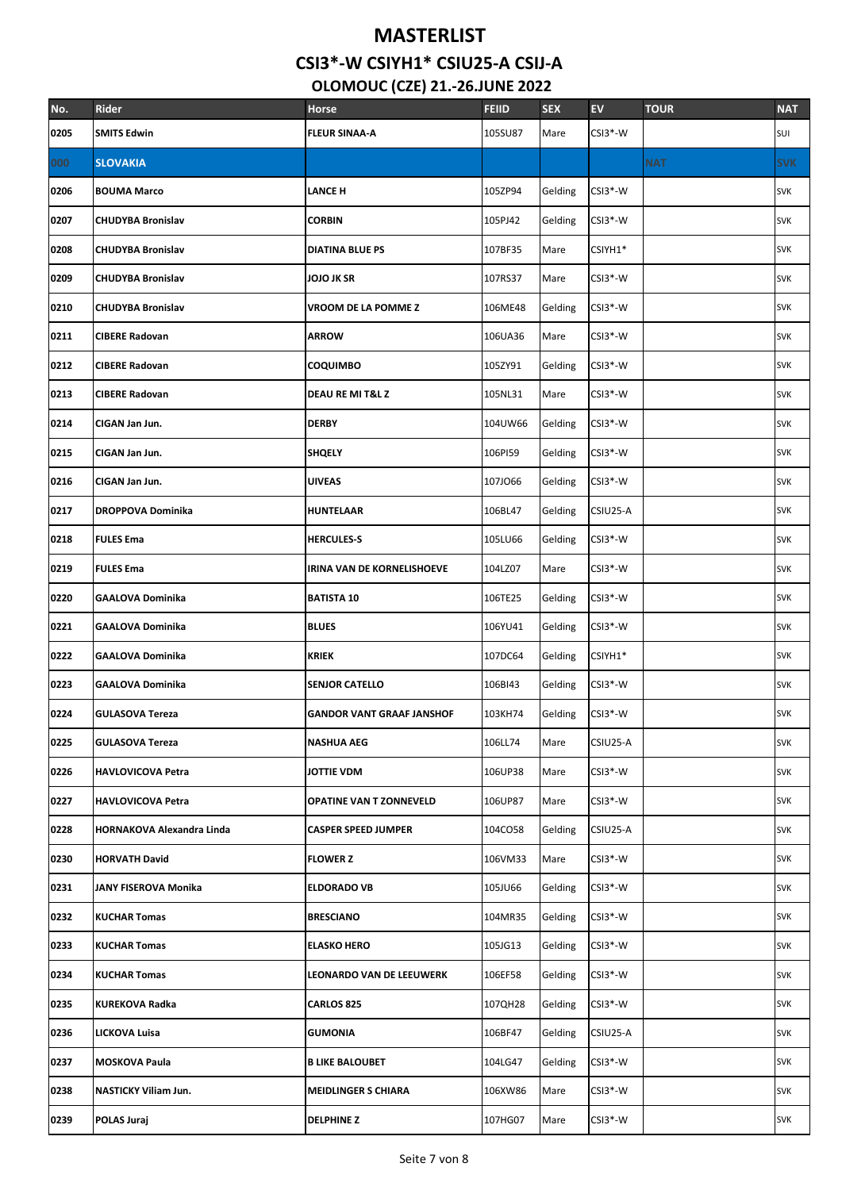# MASTERLIST

## CSI3*-W CSIYH1* CSIU25-A CSIJ-A

### OLOMOUC (CZE) 21.-26.JUNE 2022

| No. | Rider | Horse | FEIID | SEX | EV | TOUR | NAT |
|---|---|---|---|---|---|---|---|
| 0205 | SMITS Edwin | FLEUR SINAA-A | 105SU87 | Mare | CSI3*-W | | SUI |
| 000 | SLOVAKIA | | | | | NAT | SVK |
| 0206 | BOUMA Marco | LANCE H | 105ZP94 | Gelding | CSI3*-W | | SVK |
| 0207 | CHUDYBA Bronislav | CORBIN | 105PJ42 | Gelding | CSI3*-W | | SVK |
| 0208 | CHUDYBA Bronislav | DIATINA BLUE PS | 107BF35 | Mare | CSIYH1* | | SVK |
| 0209 | CHUDYBA Bronislav | JOJO JK SR | 107RS37 | Mare | CSI3*-W | | SVK |
| 0210 | CHUDYBA Bronislav | VROOM DE LA POMME Z | 106ME48 | Gelding | CSI3*-W | | SVK |
| 0211 | CIBERE Radovan | ARROW | 106UA36 | Mare | CSI3*-W | | SVK |
| 0212 | CIBERE Radovan | COQUIMBO | 105ZY91 | Gelding | CSI3*-W | | SVK |
| 0213 | CIBERE Radovan | DEAU RE MI T&L Z | 105NL31 | Mare | CSI3*-W | | SVK |
| 0214 | CIGAN Jan Jun. | DERBY | 104UW66 | Gelding | CSI3*-W | | SVK |
| 0215 | CIGAN Jan Jun. | SHQELY | 106PI59 | Gelding | CSI3*-W | | SVK |
| 0216 | CIGAN Jan Jun. | UIVEAS | 107JO66 | Gelding | CSI3*-W | | SVK |
| 0217 | DROPPOVA Dominika | HUNTELAAR | 106BL47 | Gelding | CSIU25-A | | SVK |
| 0218 | FULES Ema | HERCULES-S | 105LU66 | Gelding | CSI3*-W | | SVK |
| 0219 | FULES Ema | IRINA VAN DE KORNELISHOEVE | 104LZ07 | Mare | CSI3*-W | | SVK |
| 0220 | GAALOVA Dominika | BATISTA 10 | 106TE25 | Gelding | CSI3*-W | | SVK |
| 0221 | GAALOVA Dominika | BLUES | 106YU41 | Gelding | CSI3*-W | | SVK |
| 0222 | GAALOVA Dominika | KRIEK | 107DC64 | Gelding | CSIYH1* | | SVK |
| 0223 | GAALOVA Dominika | SENJOR CATELLO | 106BI43 | Gelding | CSI3*-W | | SVK |
| 0224 | GULASOVA Tereza | GANDOR VANT GRAAF JANSHOF | 103KH74 | Gelding | CSI3*-W | | SVK |
| 0225 | GULASOVA Tereza | NASHUA AEG | 106LL74 | Mare | CSIU25-A | | SVK |
| 0226 | HAVLOVICOVA Petra | JOTTIE VDM | 106UP38 | Mare | CSI3*-W | | SVK |
| 0227 | HAVLOVICOVA Petra | OPATINE VAN T ZONNEVELD | 106UP87 | Mare | CSI3*-W | | SVK |
| 0228 | HORNAKOVA Alexandra Linda | CASPER SPEED JUMPER | 104CO58 | Gelding | CSIU25-A | | SVK |
| 0230 | HORVATH David | FLOWER Z | 106VM33 | Mare | CSI3*-W | | SVK |
| 0231 | JANY FISEROVA Monika | ELDORADO VB | 105JU66 | Gelding | CSI3*-W | | SVK |
| 0232 | KUCHAR Tomas | BRESCIANO | 104MR35 | Gelding | CSI3*-W | | SVK |
| 0233 | KUCHAR Tomas | ELASKO HERO | 105JG13 | Gelding | CSI3*-W | | SVK |
| 0234 | KUCHAR Tomas | LEONARDO VAN DE LEEUWERK | 106EF58 | Gelding | CSI3*-W | | SVK |
| 0235 | KUREKOVA Radka | CARLOS 825 | 107QH28 | Gelding | CSI3*-W | | SVK |
| 0236 | LICKOVA Luisa | GUMONIA | 106BF47 | Gelding | CSIU25-A | | SVK |
| 0237 | MOSKOVA Paula | B LIKE BALOUBET | 104LG47 | Gelding | CSI3*-W | | SVK |
| 0238 | NASTICKY Viliam Jun. | MEIDLINGER S CHIARA | 106XW86 | Mare | CSI3*-W | | SVK |
| 0239 | POLAS Juraj | DELPHINE Z | 107HG07 | Mare | CSI3*-W | | SVK |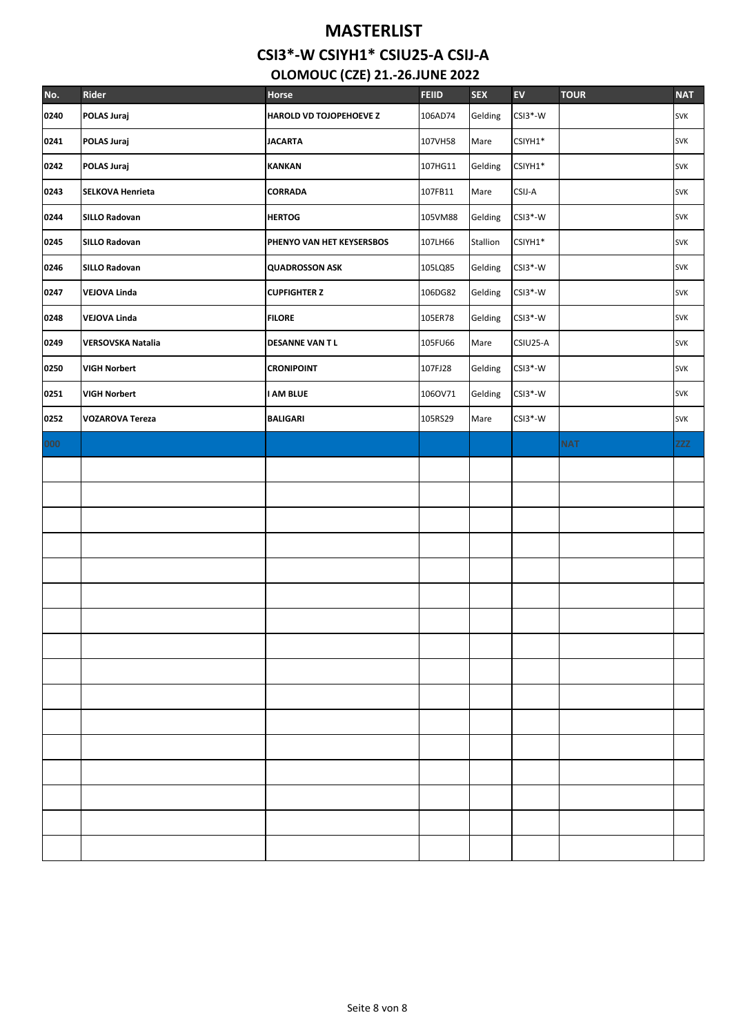# MASTERLIST

## CSI3*-W CSIYH1* CSIU25-A CSIJ-A

### OLOMOUC (CZE) 21.-26.JUNE 2022

| No. | Rider | Horse | FEIID | SEX | EV | TOUR | NAT |
|---|---|---|---|---|---|---|---|
| 0240 | POLAS Juraj | HAROLD VD TOJOPEHOEVE Z | 106AD74 | Gelding | CSI3*-W | | SVK |
| 0241 | POLAS Juraj | JACARTA | 107VH58 | Mare | CSIYH1* | | SVK |
| 0242 | POLAS Juraj | KANKAN | 107HG11 | Gelding | CSIYH1* | | SVK |
| 0243 | SELKOVA Henrieta | CORRADA | 107FB11 | Mare | CSIJ-A | | SVK |
| 0244 | SILLO Radovan | HERTOG | 105VM88 | Gelding | CSI3*-W | | SVK |
| 0245 | SILLO Radovan | PHENYO VAN HET KEYSERSBOS | 107LH66 | Stallion | CSIYH1* | | SVK |
| 0246 | SILLO Radovan | QUADROSSON ASK | 105LQ85 | Gelding | CSI3*-W | | SVK |
| 0247 | VEJOVA Linda | CUPFIGHTER Z | 106DG82 | Gelding | CSI3*-W | | SVK |
| 0248 | VEJOVA Linda | FILORE | 105ER78 | Gelding | CSI3*-W | | SVK |
| 0249 | VERSOVSKA Natalia | DESANNE VAN T L | 105FU66 | Mare | CSIU25-A | | SVK |
| 0250 | VIGH Norbert | CRONIPOINT | 107FJ28 | Gelding | CSI3*-W | | SVK |
| 0251 | VIGH Norbert | I AM BLUE | 106OV71 | Gelding | CSI3*-W | | SVK |
| 0252 | VOZAROVA Tereza | BALIGARI | 105RS29 | Mare | CSI3*-W | | SVK |
| 000 | | | | | | NAT | ZZZ |